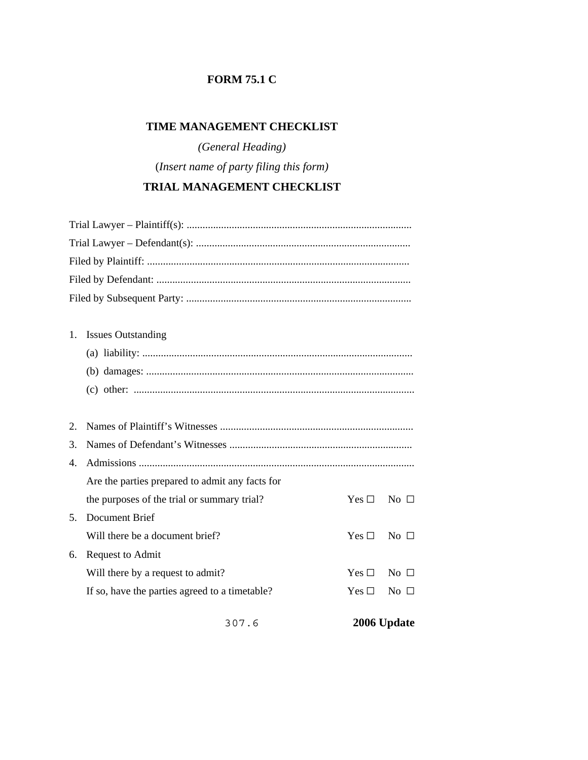# FORM 75.1 C

## TIME MANAGEMENT CHECKLIST

*(General Heading)*

(*Insert name of party filing this form)*

## TRIAL MANAGEMENT CHECKLIST

Trial Lawyer – Plaintiff(s): ....................................................................................

Trial Lawyer – Defendant(s): ................................................................................

Filed by Plaintiff: ..................................................................................................

Filed by Defendant: ...............................................................................................

Filed by Subsequent Party: ....................................................................................

1. Issues Outstanding
   (a) liability: .....................................................................................................
   (b) damages: ....................................................................................................
   (c) other: .........................................................................................................

2. Names of Plaintiff's Witnesses ........................................................................
3. Names of Defendant's Witnesses ....................................................................
4. Admissions .......................................................................................................
   Are the parties prepared to admit any facts for the purposes of the trial or summary trial? Yes ☐ No ☐
5. Document Brief
   Will there be a document brief? Yes ☐ No ☐
6. Request to Admit
   Will there by a request to admit? Yes ☐ No ☐
   If so, have the parties agreed to a timetable? Yes ☐ No ☐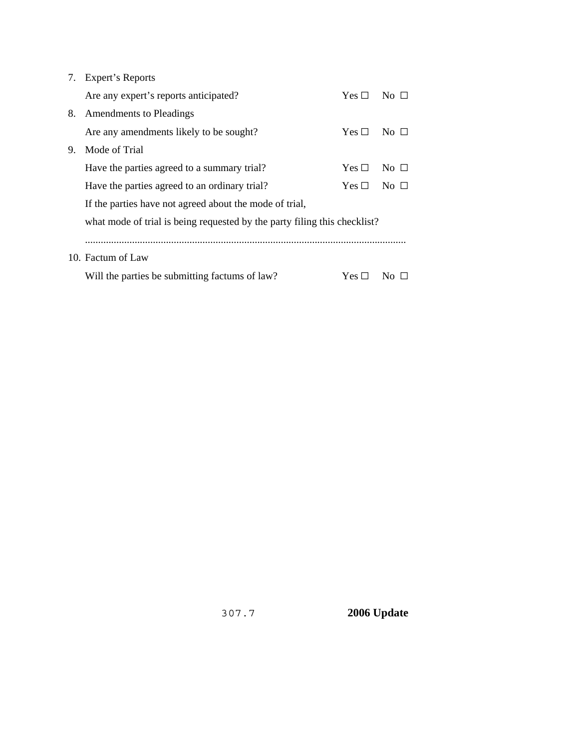7. Expert's Reports

   Are any expert's reports anticipated? Yes ☐ No ☐

8. Amendments to Pleadings

   Are any amendments likely to be sought? Yes ☐ No ☐

9. Mode of Trial

   Have the parties agreed to a summary trial? Yes ☐ No ☐

   Have the parties agreed to an ordinary trial? Yes ☐ No ☐

   If the parties have not agreed about the mode of trial,

   what mode of trial is being requested by the party filing this checklist?

   ..........................................................................................................................

10. Factum of Law

    Will the parties be submitting factums of law? Yes ☐ No ☐